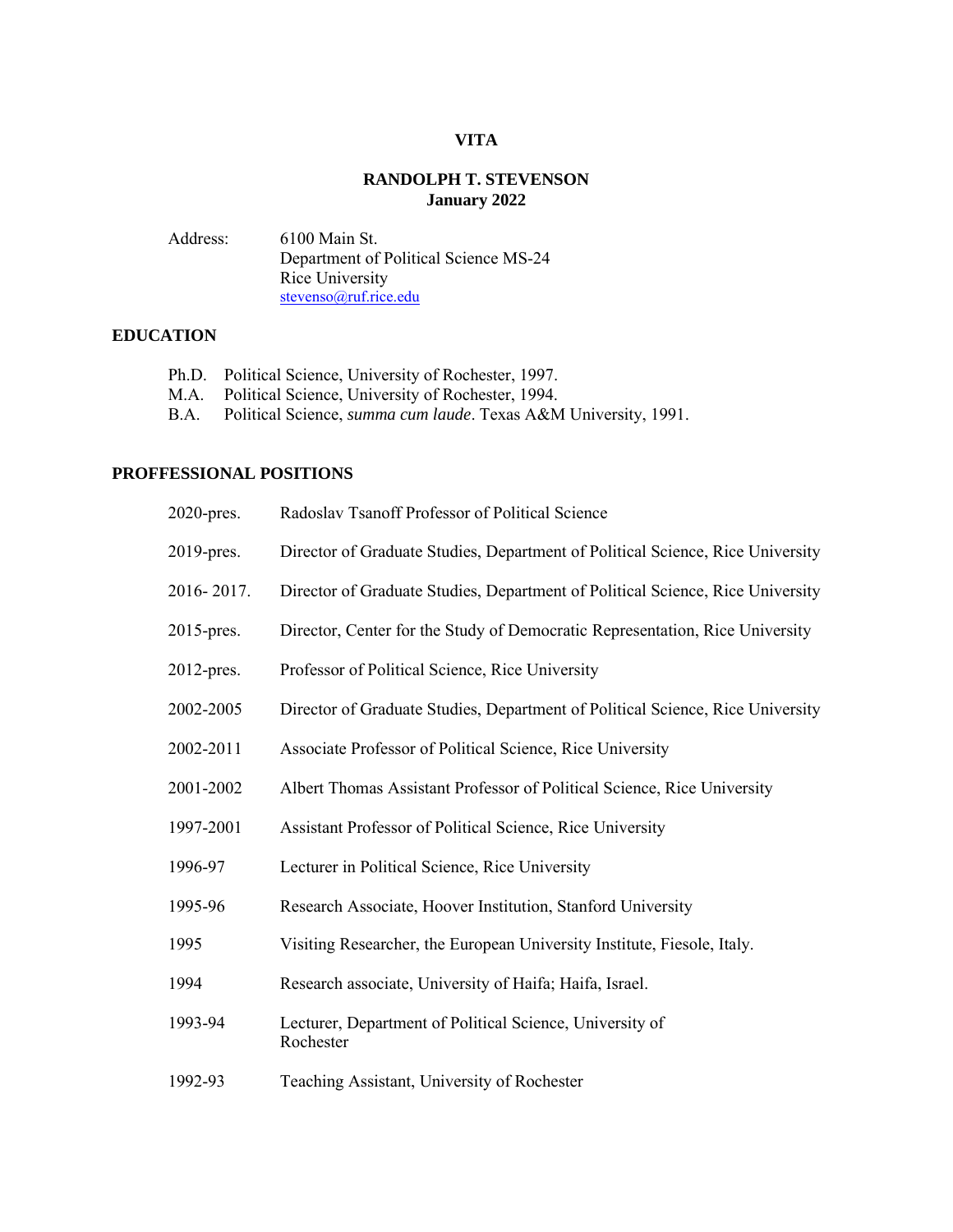# VITA

## RANDOLPH T. STEVENSON
**January 2022**

Address: 6100 Main St.
Department of Political Science MS-24
Rice University
stevenso@ruf.rice.edu

## EDUCATION

Ph.D. Political Science, University of Rochester, 1997.
M.A. Political Science, University of Rochester, 1994.
B.A. Political Science, *summa cum laude*. Texas A&M University, 1991.

## PROFFESSIONAL POSITIONS

| | |
|---|---|
| 2020-pres. | Radoslav Tsanoff Professor of Political Science |
| 2019-pres. | Director of Graduate Studies, Department of Political Science, Rice University |
| 2016- 2017. | Director of Graduate Studies, Department of Political Science, Rice University |
| 2015-pres. | Director, Center for the Study of Democratic Representation, Rice University |
| 2012-pres. | Professor of Political Science, Rice University |
| 2002-2005 | Director of Graduate Studies, Department of Political Science, Rice University |
| 2002-2011 | Associate Professor of Political Science, Rice University |
| 2001-2002 | Albert Thomas Assistant Professor of Political Science, Rice University |
| 1997-2001 | Assistant Professor of Political Science, Rice University |
| 1996-97 | Lecturer in Political Science, Rice University |
| 1995-96 | Research Associate, Hoover Institution, Stanford University |
| 1995 | Visiting Researcher, the European University Institute, Fiesole, Italy. |
| 1994 | Research associate, University of Haifa; Haifa, Israel. |
| 1993-94 | Lecturer, Department of Political Science, University of Rochester |
| 1992-93 | Teaching Assistant, University of Rochester |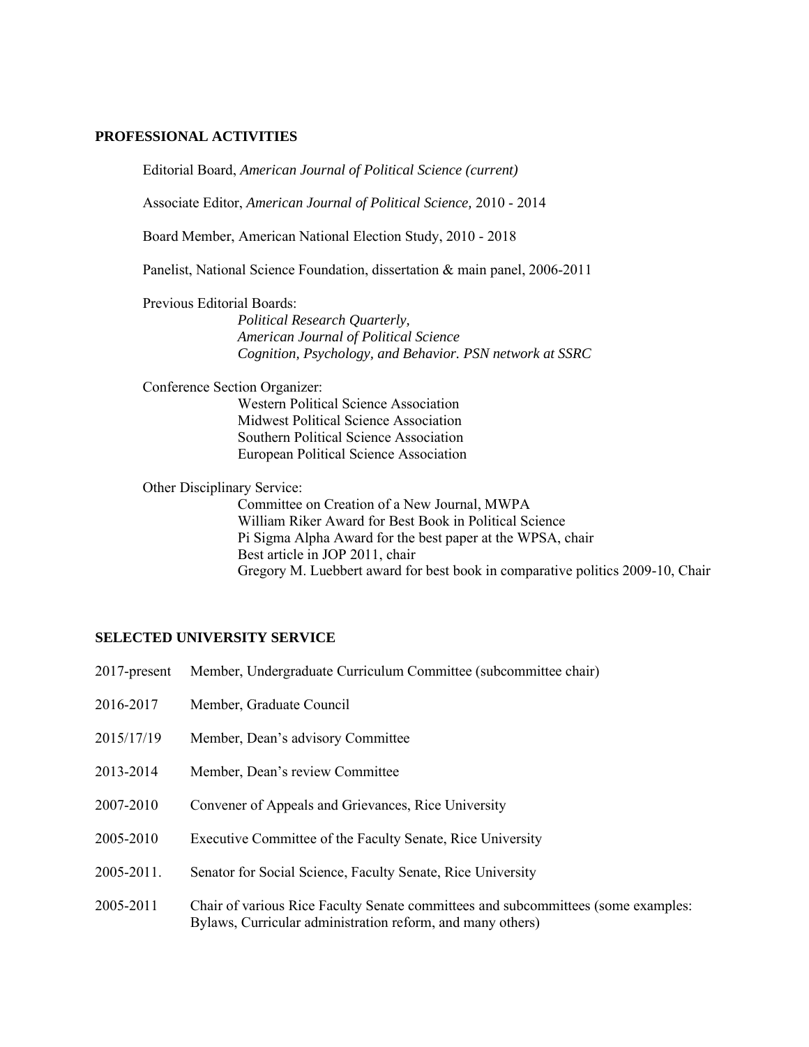## PROFESSIONAL ACTIVITIES

Editorial Board, *American Journal of Political Science (current)*

Associate Editor, *American Journal of Political Science,* 2010 - 2014

Board Member, American National Election Study, 2010 - 2018

Panelist, National Science Foundation, dissertation & main panel, 2006-2011

Previous Editorial Boards:
- *Political Research Quarterly,*
- *American Journal of Political Science*
- *Cognition, Psychology, and Behavior. PSN network at SSRC*

Conference Section Organizer:
- Western Political Science Association
- Midwest Political Science Association
- Southern Political Science Association
- European Political Science Association

Other Disciplinary Service:
- Committee on Creation of a New Journal, MWPA
- William Riker Award for Best Book in Political Science
- Pi Sigma Alpha Award for the best paper at the WPSA, chair
- Best article in JOP 2011, chair
- Gregory M. Luebbert award for best book in comparative politics 2009-10, Chair

## SELECTED UNIVERSITY SERVICE

2017-present Member, Undergraduate Curriculum Committee (subcommittee chair)

2016-2017 Member, Graduate Council

2015/17/19 Member, Dean's advisory Committee

2013-2014 Member, Dean's review Committee

2007-2010 Convener of Appeals and Grievances, Rice University

2005-2010 Executive Committee of the Faculty Senate, Rice University

2005-2011. Senator for Social Science, Faculty Senate, Rice University

2005-2011 Chair of various Rice Faculty Senate committees and subcommittees (some examples: Bylaws, Curricular administration reform, and many others)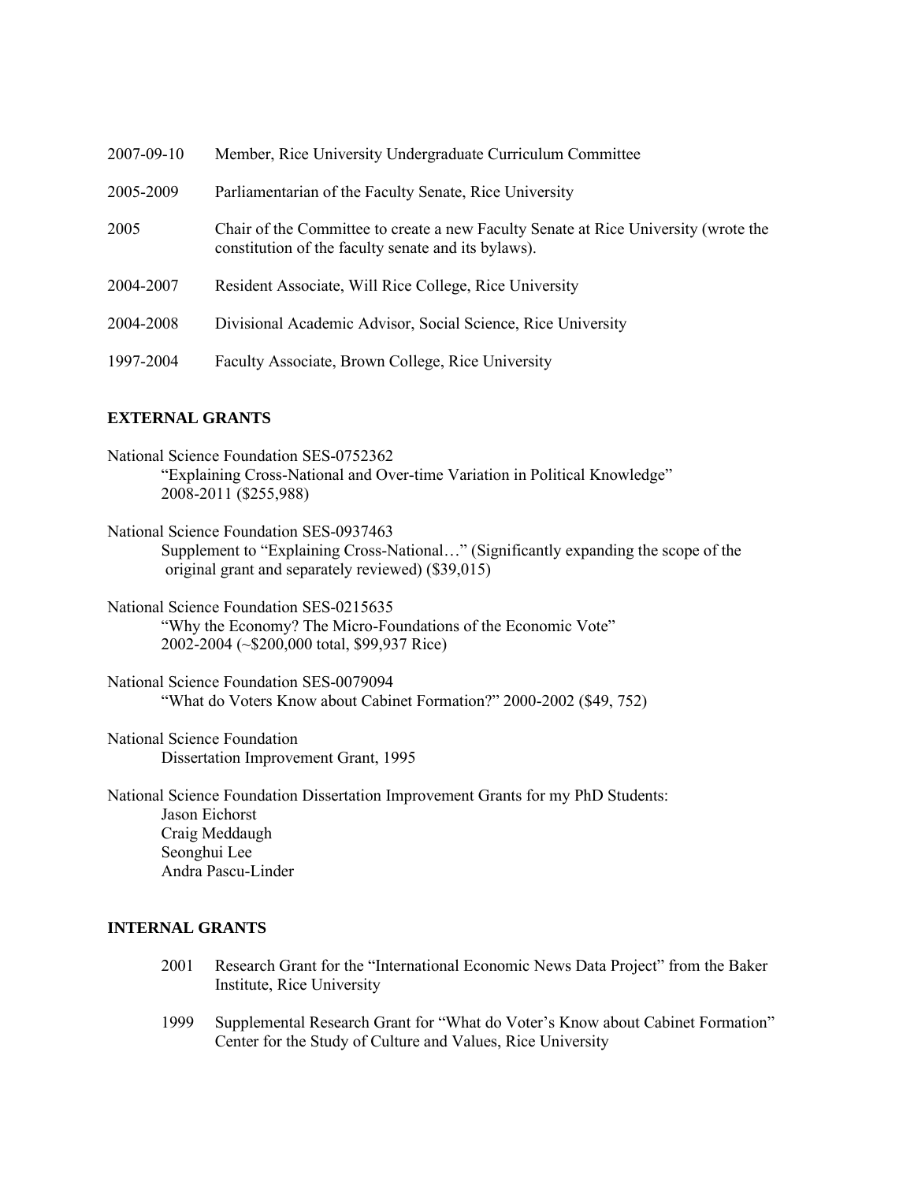2007-09-10 Member, Rice University Undergraduate Curriculum Committee

2005-2009 Parliamentarian of the Faculty Senate, Rice University

2005 Chair of the Committee to create a new Faculty Senate at Rice University (wrote the constitution of the faculty senate and its bylaws).

2004-2007 Resident Associate, Will Rice College, Rice University

2004-2008 Divisional Academic Advisor, Social Science, Rice University

1997-2004 Faculty Associate, Brown College, Rice University

## EXTERNAL GRANTS

National Science Foundation SES-0752362
    "Explaining Cross-National and Over-time Variation in Political Knowledge"
    2008-2011 ($255,988)

National Science Foundation SES-0937463
    Supplement to "Explaining Cross-National…" (Significantly expanding the scope of the original grant and separately reviewed) ($39,015)

National Science Foundation SES-0215635
    "Why the Economy? The Micro-Foundations of the Economic Vote"
    2002-2004 (~$200,000 total, $99,937 Rice)

National Science Foundation SES-0079094
    "What do Voters Know about Cabinet Formation?" 2000-2002 ($49, 752)

National Science Foundation
    Dissertation Improvement Grant, 1995

National Science Foundation Dissertation Improvement Grants for my PhD Students:
    Jason Eichorst
    Craig Meddaugh
    Seonghui Lee
    Andra Pascu-Linder

## INTERNAL GRANTS

2001 Research Grant for the "International Economic News Data Project" from the Baker Institute, Rice University

1999 Supplemental Research Grant for "What do Voter's Know about Cabinet Formation" Center for the Study of Culture and Values, Rice University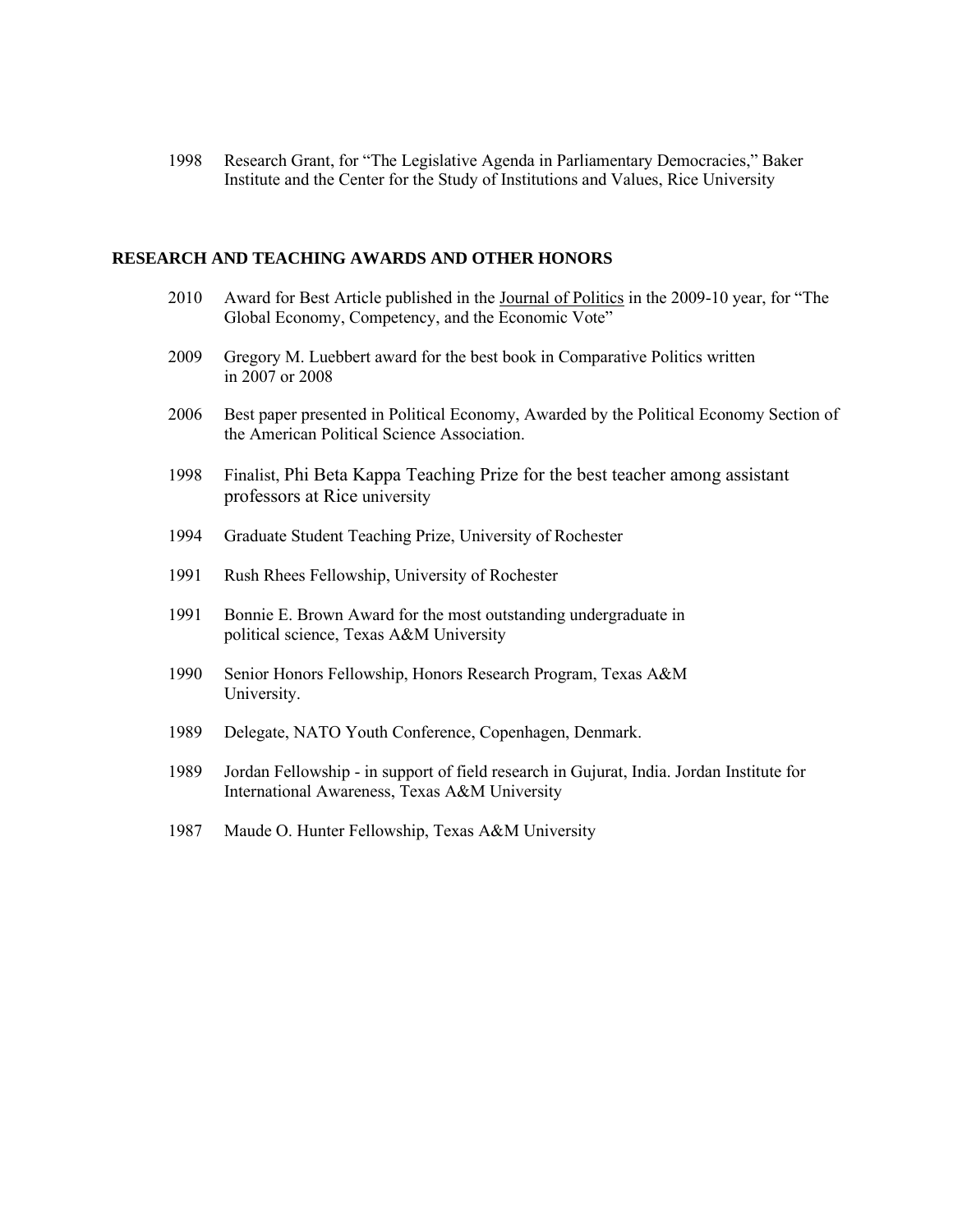1998 Research Grant, for "The Legislative Agenda in Parliamentary Democracies," Baker Institute and the Center for the Study of Institutions and Values, Rice University

## RESEARCH AND TEACHING AWARDS AND OTHER HONORS

2010 Award for Best Article published in the Journal of Politics in the 2009-10 year, for "The Global Economy, Competency, and the Economic Vote"

2009 Gregory M. Luebbert award for the best book in Comparative Politics written in 2007 or 2008

2006 Best paper presented in Political Economy, Awarded by the Political Economy Section of the American Political Science Association.

1998 Finalist, Phi Beta Kappa Teaching Prize for the best teacher among assistant professors at Rice university

1994 Graduate Student Teaching Prize, University of Rochester

1991 Rush Rhees Fellowship, University of Rochester

1991 Bonnie E. Brown Award for the most outstanding undergraduate in political science, Texas A&M University

1990 Senior Honors Fellowship, Honors Research Program, Texas A&M University.

1989 Delegate, NATO Youth Conference, Copenhagen, Denmark.

1989 Jordan Fellowship - in support of field research in Gujurat, India. Jordan Institute for International Awareness, Texas A&M University

1987 Maude O. Hunter Fellowship, Texas A&M University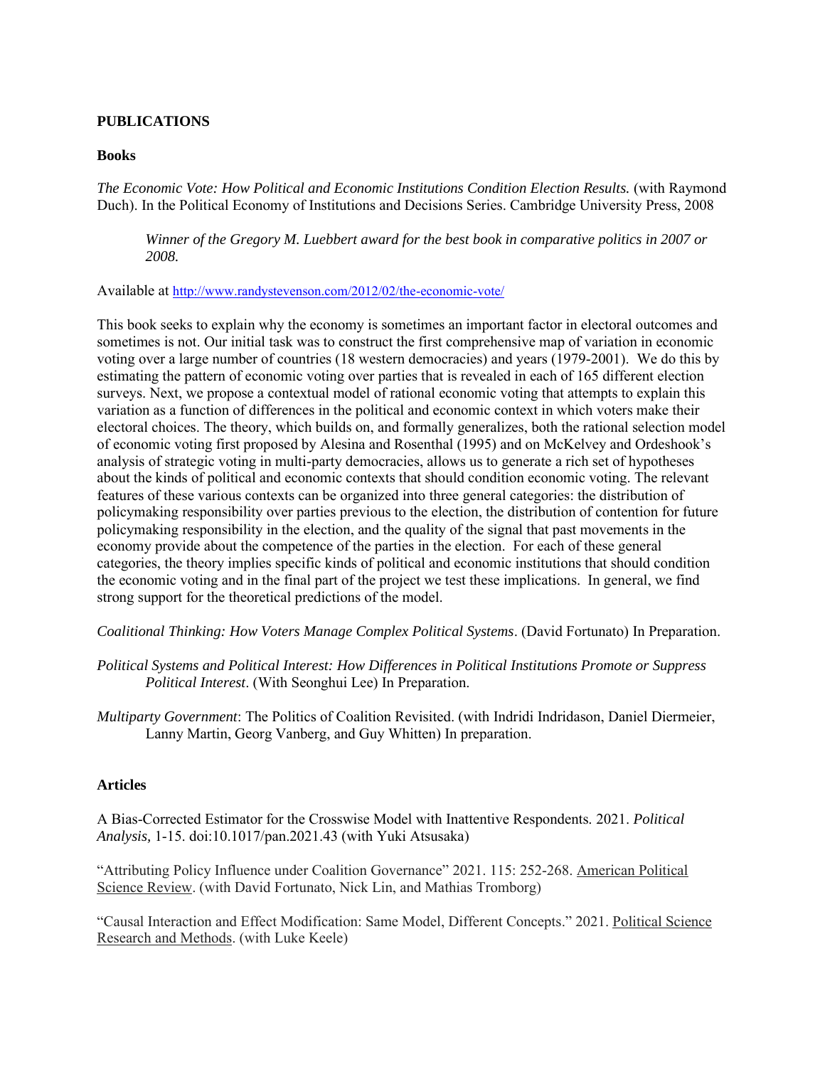**PUBLICATIONS**

**Books**

*The Economic Vote: How Political and Economic Institutions Condition Election Results.* (with Raymond Duch). In the Political Economy of Institutions and Decisions Series. Cambridge University Press, 2008

> *Winner of the Gregory M. Luebbert award for the best book in comparative politics in 2007 or 2008.*

Available at http://www.randystevenson.com/2012/02/the-economic-vote/

This book seeks to explain why the economy is sometimes an important factor in electoral outcomes and sometimes is not. Our initial task was to construct the first comprehensive map of variation in economic voting over a large number of countries (18 western democracies) and years (1979-2001). We do this by estimating the pattern of economic voting over parties that is revealed in each of 165 different election surveys. Next, we propose a contextual model of rational economic voting that attempts to explain this variation as a function of differences in the political and economic context in which voters make their electoral choices. The theory, which builds on, and formally generalizes, both the rational selection model of economic voting first proposed by Alesina and Rosenthal (1995) and on McKelvey and Ordeshook's analysis of strategic voting in multi-party democracies, allows us to generate a rich set of hypotheses about the kinds of political and economic contexts that should condition economic voting. The relevant features of these various contexts can be organized into three general categories: the distribution of policymaking responsibility over parties previous to the election, the distribution of contention for future policymaking responsibility in the election, and the quality of the signal that past movements in the economy provide about the competence of the parties in the election. For each of these general categories, the theory implies specific kinds of political and economic institutions that should condition the economic voting and in the final part of the project we test these implications. In general, we find strong support for the theoretical predictions of the model.

*Coalitional Thinking: How Voters Manage Complex Political Systems*. (David Fortunato) In Preparation.

*Political Systems and Political Interest: How Differences in Political Institutions Promote or Suppress Political Interest*. (With Seonghui Lee) In Preparation.

*Multiparty Government*: The Politics of Coalition Revisited. (with Indridi Indridason, Daniel Diermeier, Lanny Martin, Georg Vanberg, and Guy Whitten) In preparation.

**Articles**

A Bias-Corrected Estimator for the Crosswise Model with Inattentive Respondents. 2021. *Political Analysis,* 1-15. doi:10.1017/pan.2021.43 (with Yuki Atsusaka)

"Attributing Policy Influence under Coalition Governance" 2021. 115: 252-268. American Political Science Review. (with David Fortunato, Nick Lin, and Mathias Tromborg)

"Causal Interaction and Effect Modification: Same Model, Different Concepts." 2021. Political Science Research and Methods. (with Luke Keele)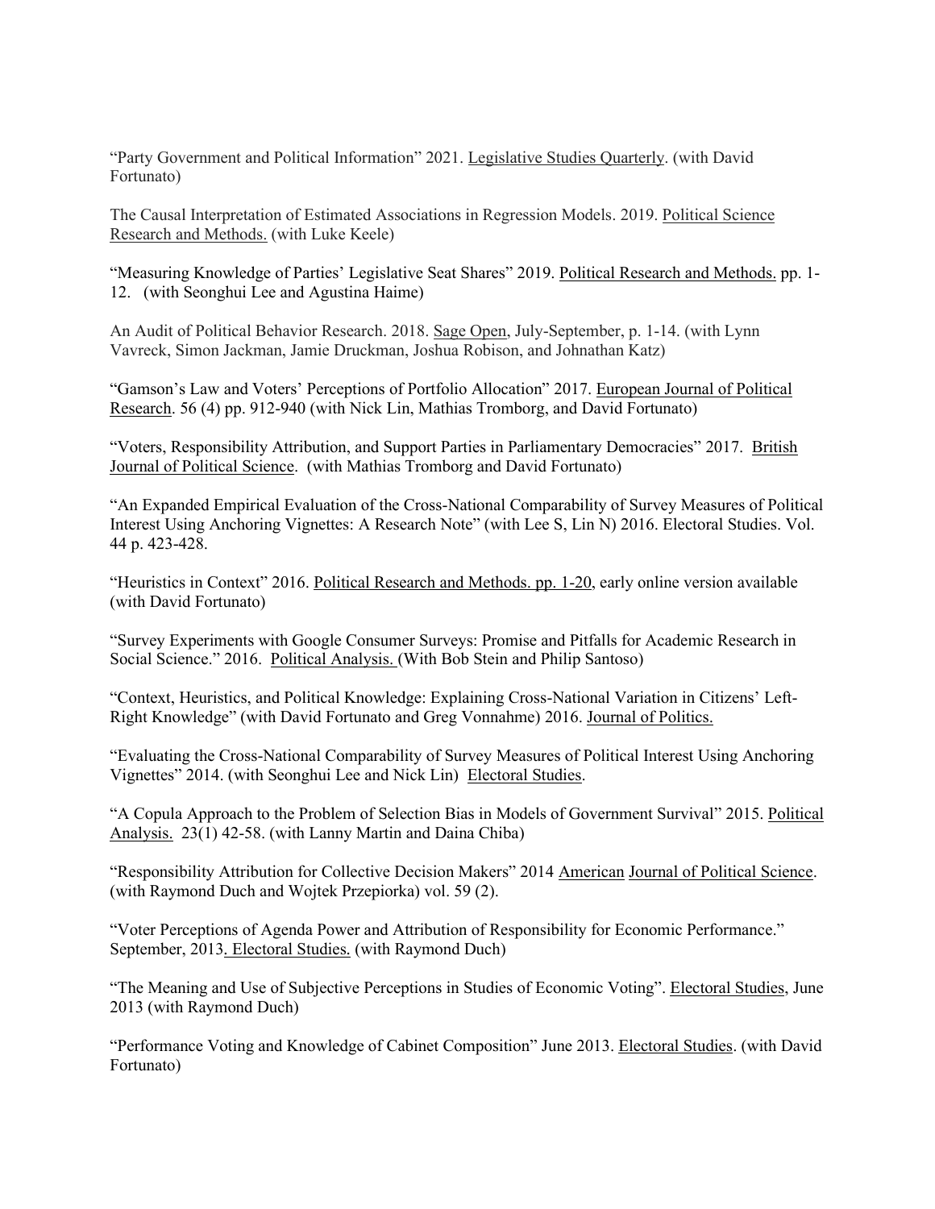“Party Government and Political Information” 2021. Legislative Studies Quarterly. (with David Fortunato)

The Causal Interpretation of Estimated Associations in Regression Models. 2019. Political Science Research and Methods. (with Luke Keele)

“Measuring Knowledge of Parties’ Legislative Seat Shares” 2019. Political Research and Methods. pp. 1-12. (with Seonghui Lee and Agustina Haime)

An Audit of Political Behavior Research. 2018. Sage Open, July-September, p. 1-14. (with Lynn Vavreck, Simon Jackman, Jamie Druckman, Joshua Robison, and Johnathan Katz)

“Gamson’s Law and Voters’ Perceptions of Portfolio Allocation” 2017. European Journal of Political Research. 56 (4) pp. 912-940 (with Nick Lin, Mathias Tromborg, and David Fortunato)

“Voters, Responsibility Attribution, and Support Parties in Parliamentary Democracies” 2017. British Journal of Political Science. (with Mathias Tromborg and David Fortunato)

“An Expanded Empirical Evaluation of the Cross-National Comparability of Survey Measures of Political Interest Using Anchoring Vignettes: A Research Note” (with Lee S, Lin N) 2016. Electoral Studies. Vol. 44 p. 423-428.

“Heuristics in Context” 2016. Political Research and Methods. pp. 1-20, early online version available (with David Fortunato)

“Survey Experiments with Google Consumer Surveys: Promise and Pitfalls for Academic Research in Social Science.” 2016. Political Analysis. (With Bob Stein and Philip Santoso)

“Context, Heuristics, and Political Knowledge: Explaining Cross-National Variation in Citizens’ Left-Right Knowledge” (with David Fortunato and Greg Vonnahme) 2016. Journal of Politics.

“Evaluating the Cross-National Comparability of Survey Measures of Political Interest Using Anchoring Vignettes” 2014. (with Seonghui Lee and Nick Lin) Electoral Studies.

“A Copula Approach to the Problem of Selection Bias in Models of Government Survival” 2015. Political Analysis. 23(1) 42-58. (with Lanny Martin and Daina Chiba)

“Responsibility Attribution for Collective Decision Makers” 2014 American Journal of Political Science. (with Raymond Duch and Wojtek Przepiorka) vol. 59 (2).

“Voter Perceptions of Agenda Power and Attribution of Responsibility for Economic Performance.” September, 2013. Electoral Studies. (with Raymond Duch)

“The Meaning and Use of Subjective Perceptions in Studies of Economic Voting”. Electoral Studies, June 2013 (with Raymond Duch)

“Performance Voting and Knowledge of Cabinet Composition” June 2013. Electoral Studies. (with David Fortunato)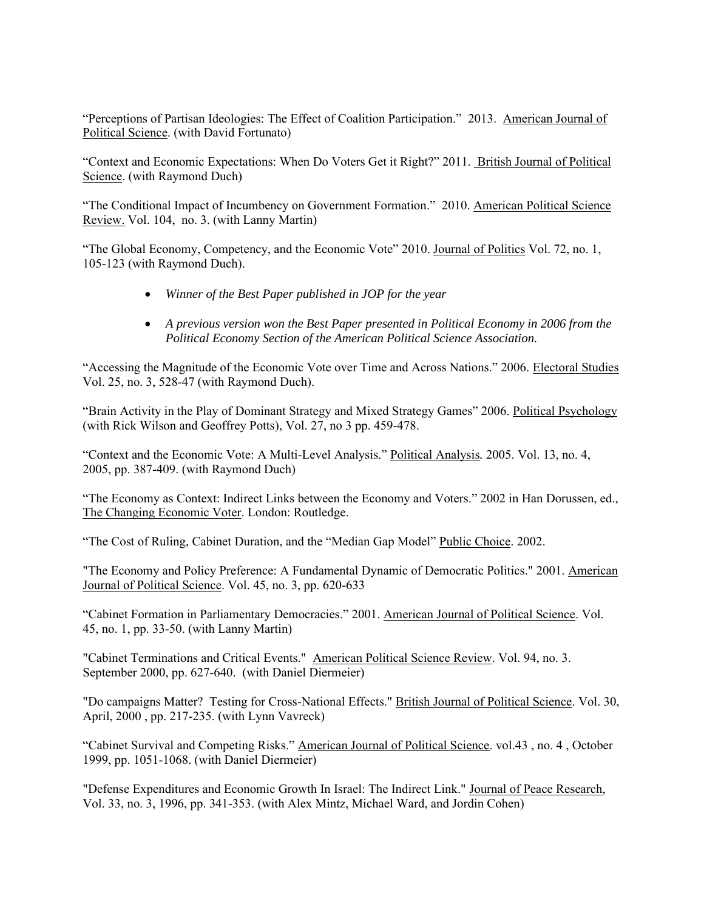"Perceptions of Partisan Ideologies: The Effect of Coalition Participation." 2013. American Journal of Political Science. (with David Fortunato)

"Context and Economic Expectations: When Do Voters Get it Right?" 2011. British Journal of Political Science. (with Raymond Duch)

"The Conditional Impact of Incumbency on Government Formation." 2010. American Political Science Review. Vol. 104, no. 3. (with Lanny Martin)

"The Global Economy, Competency, and the Economic Vote" 2010. Journal of Politics Vol. 72, no. 1, 105-123 (with Raymond Duch).

- *Winner of the Best Paper published in JOP for the year*
- *A previous version won the Best Paper presented in Political Economy in 2006 from the Political Economy Section of the American Political Science Association.*

"Accessing the Magnitude of the Economic Vote over Time and Across Nations." 2006. Electoral Studies Vol. 25, no. 3, 528-47 (with Raymond Duch).

"Brain Activity in the Play of Dominant Strategy and Mixed Strategy Games" 2006. Political Psychology (with Rick Wilson and Geoffrey Potts), Vol. 27, no 3 pp. 459-478.

"Context and the Economic Vote: A Multi-Level Analysis." Political Analysis. 2005. Vol. 13, no. 4, 2005, pp. 387-409. (with Raymond Duch)

"The Economy as Context: Indirect Links between the Economy and Voters." 2002 in Han Dorussen, ed., The Changing Economic Voter. London: Routledge.

"The Cost of Ruling, Cabinet Duration, and the "Median Gap Model" Public Choice. 2002.

"The Economy and Policy Preference: A Fundamental Dynamic of Democratic Politics." 2001. American Journal of Political Science. Vol. 45, no. 3, pp. 620-633

"Cabinet Formation in Parliamentary Democracies." 2001. American Journal of Political Science. Vol. 45, no. 1, pp. 33-50. (with Lanny Martin)

"Cabinet Terminations and Critical Events." American Political Science Review. Vol. 94, no. 3. September 2000, pp. 627-640. (with Daniel Diermeier)

"Do campaigns Matter? Testing for Cross-National Effects." British Journal of Political Science. Vol. 30, April, 2000 , pp. 217-235. (with Lynn Vavreck)

"Cabinet Survival and Competing Risks." American Journal of Political Science. vol.43 , no. 4 , October 1999, pp. 1051-1068. (with Daniel Diermeier)

"Defense Expenditures and Economic Growth In Israel: The Indirect Link." Journal of Peace Research, Vol. 33, no. 3, 1996, pp. 341-353. (with Alex Mintz, Michael Ward, and Jordin Cohen)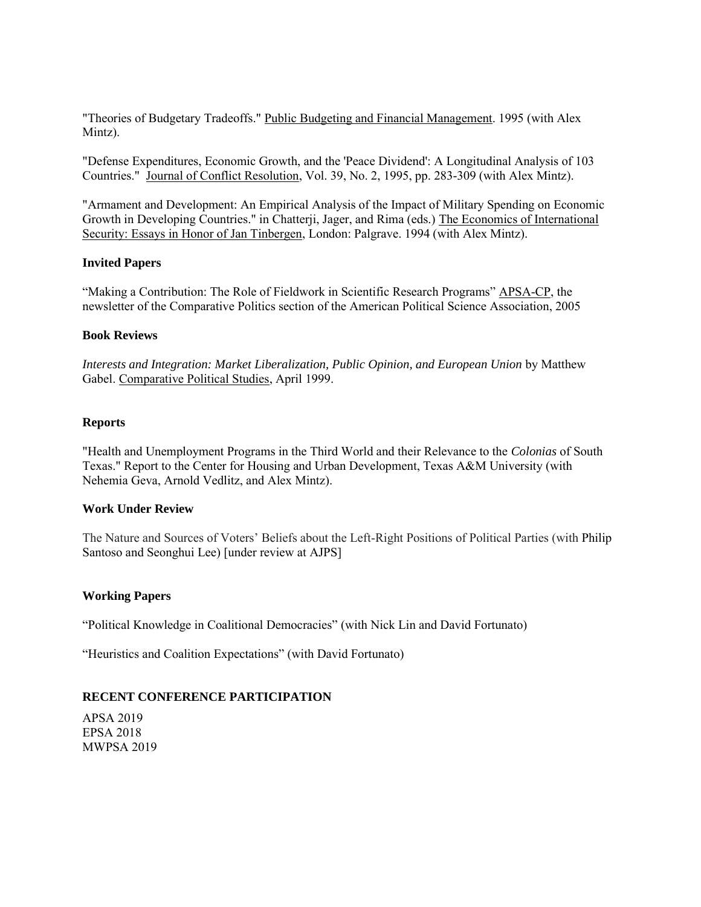"Theories of Budgetary Tradeoffs." <u>Public Budgeting and Financial Management</u>. 1995 (with Alex Mintz).

"Defense Expenditures, Economic Growth, and the 'Peace Dividend': A Longitudinal Analysis of 103 Countries." <u>Journal of Conflict Resolution</u>, Vol. 39, No. 2, 1995, pp. 283-309 (with Alex Mintz).

"Armament and Development: An Empirical Analysis of the Impact of Military Spending on Economic Growth in Developing Countries." in Chatterji, Jager, and Rima (eds.) <u>The Economics of International Security: Essays in Honor of Jan Tinbergen</u>, London: Palgrave. 1994 (with Alex Mintz).

**Invited Papers**

"Making a Contribution: The Role of Fieldwork in Scientific Research Programs" <u>APSA-CP</u>, the newsletter of the Comparative Politics section of the American Political Science Association, 2005

**Book Reviews**

*Interests and Integration: Market Liberalization, Public Opinion, and European Union* by Matthew Gabel. <u>Comparative Political Studies</u>, April 1999.

**Reports**

"Health and Unemployment Programs in the Third World and their Relevance to the *Colonias* of South Texas." Report to the Center for Housing and Urban Development, Texas A&M University (with Nehemia Geva, Arnold Vedlitz, and Alex Mintz).

**Work Under Review**

The Nature and Sources of Voters' Beliefs about the Left-Right Positions of Political Parties (with Philip Santoso and Seonghui Lee) [under review at AJPS]

**Working Papers**

"Political Knowledge in Coalitional Democracies" (with Nick Lin and David Fortunato)

"Heuristics and Coalition Expectations" (with David Fortunato)

**RECENT CONFERENCE PARTICIPATION**

APSA 2019
EPSA 2018
MWPSA 2019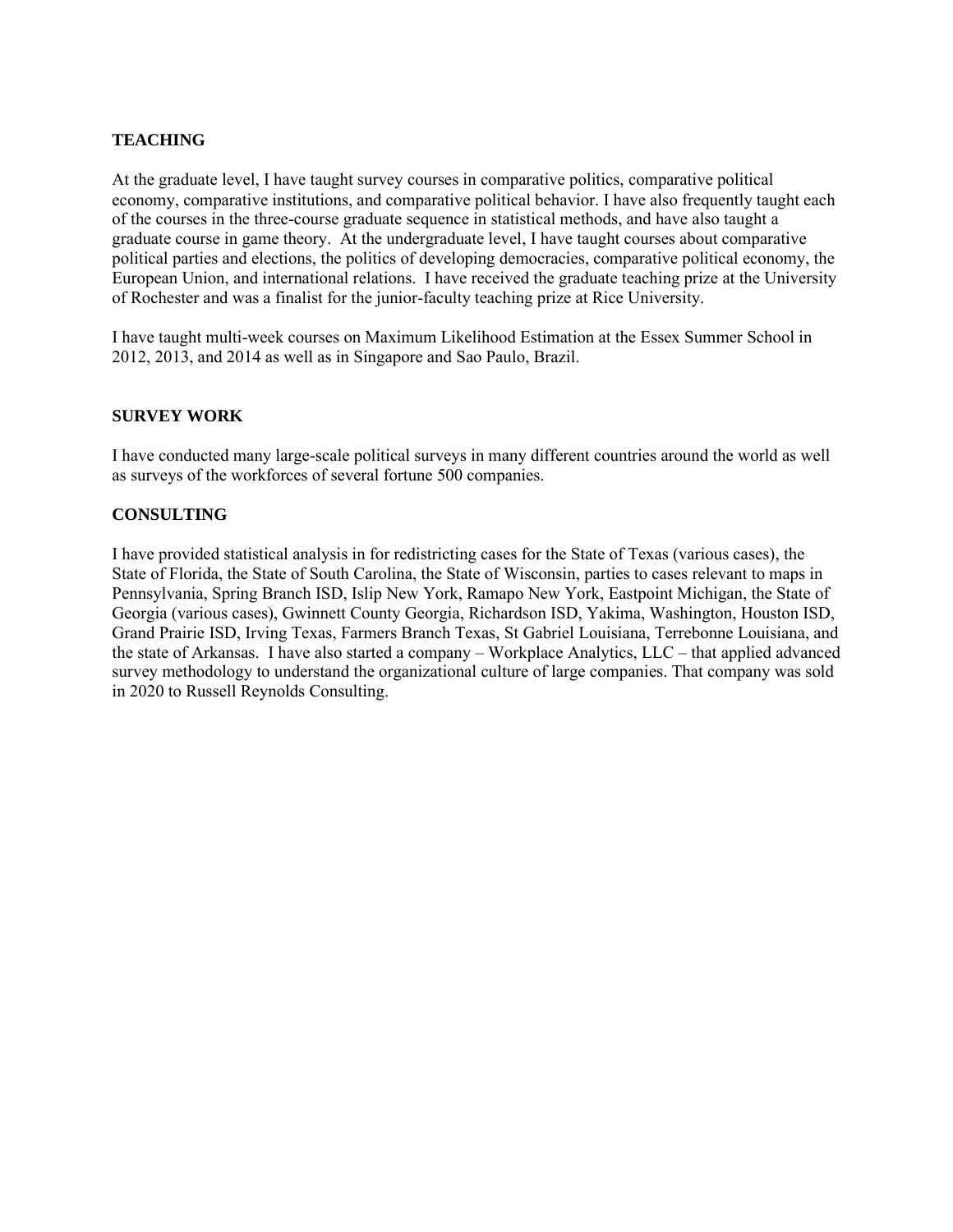**TEACHING**

At the graduate level, I have taught survey courses in comparative politics, comparative political economy, comparative institutions, and comparative political behavior. I have also frequently taught each of the courses in the three-course graduate sequence in statistical methods, and have also taught a graduate course in game theory. At the undergraduate level, I have taught courses about comparative political parties and elections, the politics of developing democracies, comparative political economy, the European Union, and international relations. I have received the graduate teaching prize at the University of Rochester and was a finalist for the junior-faculty teaching prize at Rice University.

I have taught multi-week courses on Maximum Likelihood Estimation at the Essex Summer School in 2012, 2013, and 2014 as well as in Singapore and Sao Paulo, Brazil.

**SURVEY WORK**

I have conducted many large-scale political surveys in many different countries around the world as well as surveys of the workforces of several fortune 500 companies.

**CONSULTING**

I have provided statistical analysis in for redistricting cases for the State of Texas (various cases), the State of Florida, the State of South Carolina, the State of Wisconsin, parties to cases relevant to maps in Pennsylvania, Spring Branch ISD, Islip New York, Ramapo New York, Eastpoint Michigan, the State of Georgia (various cases), Gwinnett County Georgia, Richardson ISD, Yakima, Washington, Houston ISD, Grand Prairie ISD, Irving Texas, Farmers Branch Texas, St Gabriel Louisiana, Terrebonne Louisiana, and the state of Arkansas. I have also started a company – Workplace Analytics, LLC – that applied advanced survey methodology to understand the organizational culture of large companies. That company was sold in 2020 to Russell Reynolds Consulting.